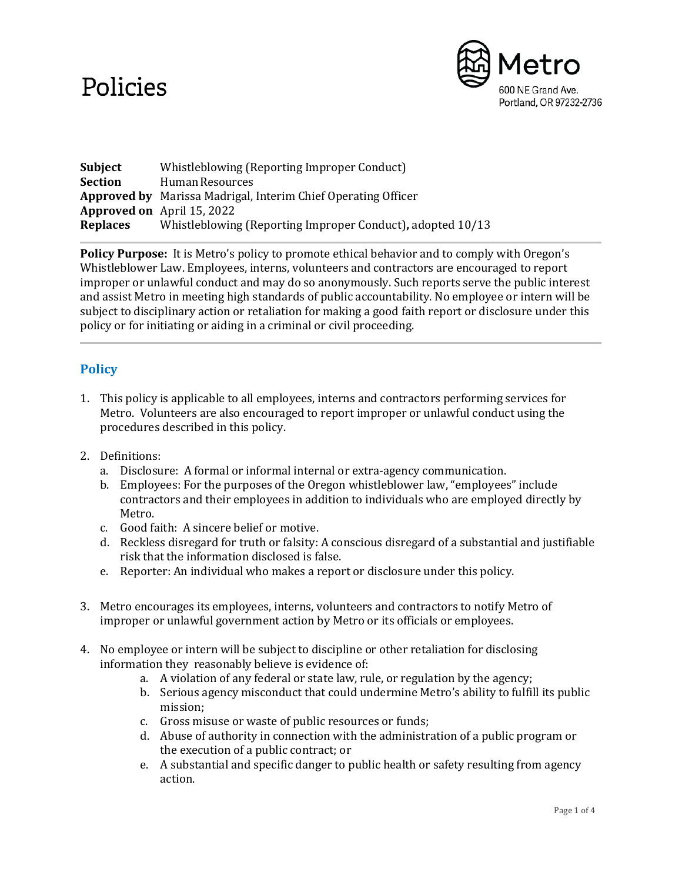# Policies

Metro
600 NE Grand Ave.
Portland, OR 97232-2736

**Subject** Whistleblowing (Reporting Improper Conduct)
**Section** Human Resources
**Approved by** Marissa Madrigal, Interim Chief Operating Officer
**Approved on** April 15, 2022
**Replaces** Whistleblowing (Reporting Improper Conduct)**,** adopted 10/13

---

**Policy Purpose:** It is Metro's policy to promote ethical behavior and to comply with Oregon's Whistleblower Law. Employees, interns, volunteers and contractors are encouraged to report improper or unlawful conduct and may do so anonymously. Such reports serve the public interest and assist Metro in meeting high standards of public accountability. No employee or intern will be subject to disciplinary action or retaliation for making a good faith report or disclosure under this policy or for initiating or aiding in a criminal or civil proceeding.

---

## Policy

1. This policy is applicable to all employees, interns and contractors performing services for Metro. Volunteers are also encouraged to report improper or unlawful conduct using the procedures described in this policy.

2. Definitions:
   a. Disclosure: A formal or informal internal or extra-agency communication.
   b. Employees: For the purposes of the Oregon whistleblower law, "employees" include contractors and their employees in addition to individuals who are employed directly by Metro.
   c. Good faith: A sincere belief or motive.
   d. Reckless disregard for truth or falsity: A conscious disregard of a substantial and justifiable risk that the information disclosed is false.
   e. Reporter: An individual who makes a report or disclosure under this policy.

3. Metro encourages its employees, interns, volunteers and contractors to notify Metro of improper or unlawful government action by Metro or its officials or employees.

4. No employee or intern will be subject to discipline or other retaliation for disclosing information they reasonably believe is evidence of:
   a. A violation of any federal or state law, rule, or regulation by the agency;
   b. Serious agency misconduct that could undermine Metro's ability to fulfill its public mission;
   c. Gross misuse or waste of public resources or funds;
   d. Abuse of authority in connection with the administration of a public program or the execution of a public contract; or
   e. A substantial and specific danger to public health or safety resulting from agency action.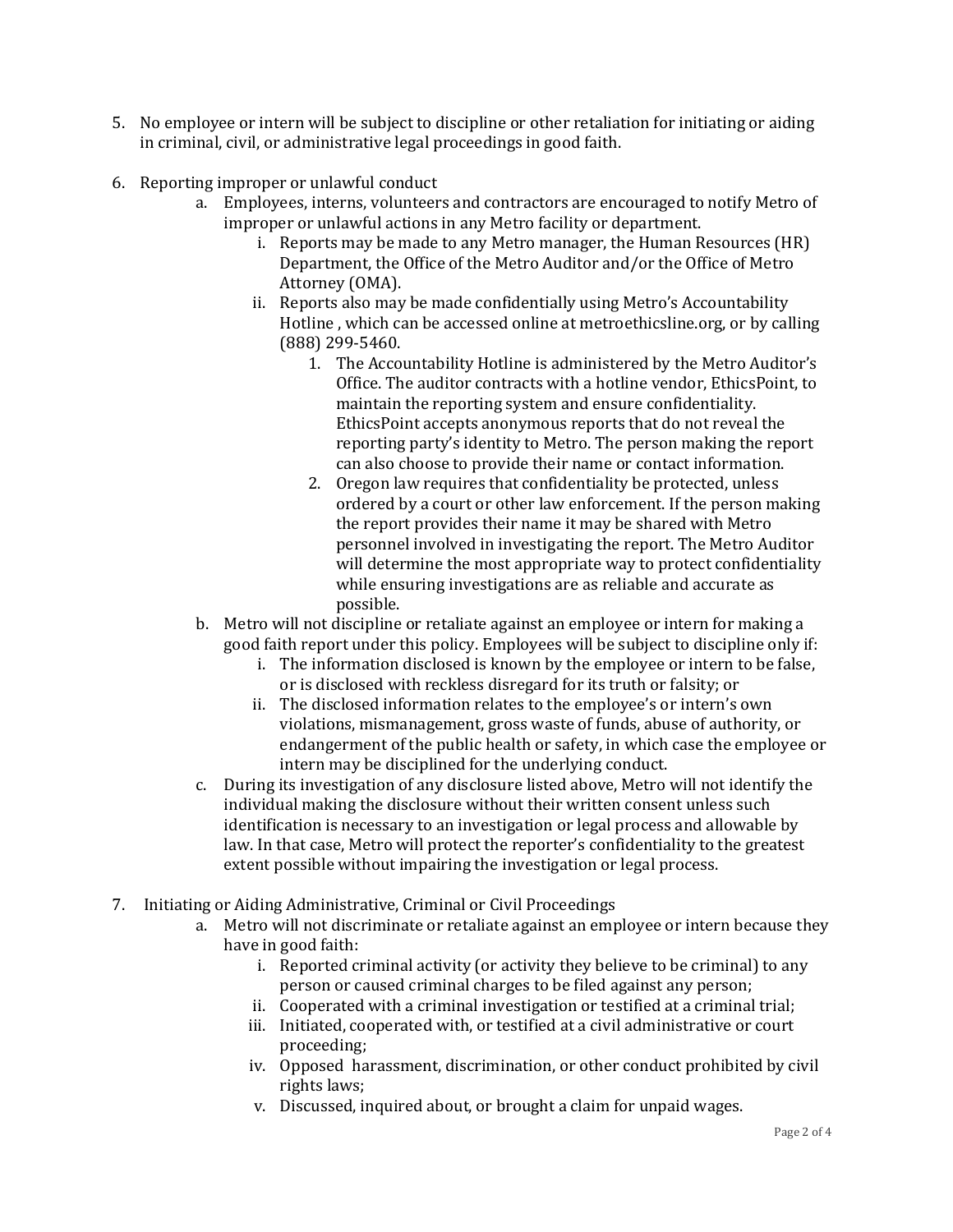5. No employee or intern will be subject to discipline or other retaliation for initiating or aiding in criminal, civil, or administrative legal proceedings in good faith.

6. Reporting improper or unlawful conduct
    a. Employees, interns, volunteers and contractors are encouraged to notify Metro of improper or unlawful actions in any Metro facility or department.
        i. Reports may be made to any Metro manager, the Human Resources (HR) Department, the Office of the Metro Auditor and/or the Office of Metro Attorney (OMA).
        ii. Reports also may be made confidentially using Metro's Accountability Hotline , which can be accessed online at metroethicsline.org, or by calling (888) 299-5460.
            1. The Accountability Hotline is administered by the Metro Auditor's Office. The auditor contracts with a hotline vendor, EthicsPoint, to maintain the reporting system and ensure confidentiality. EthicsPoint accepts anonymous reports that do not reveal the reporting party's identity to Metro. The person making the report can also choose to provide their name or contact information.
            2. Oregon law requires that confidentiality be protected, unless ordered by a court or other law enforcement. If the person making the report provides their name it may be shared with Metro personnel involved in investigating the report. The Metro Auditor will determine the most appropriate way to protect confidentiality while ensuring investigations are as reliable and accurate as possible.
    b. Metro will not discipline or retaliate against an employee or intern for making a good faith report under this policy. Employees will be subject to discipline only if:
        i. The information disclosed is known by the employee or intern to be false, or is disclosed with reckless disregard for its truth or falsity; or
        ii. The disclosed information relates to the employee's or intern's own violations, mismanagement, gross waste of funds, abuse of authority, or endangerment of the public health or safety, in which case the employee or intern may be disciplined for the underlying conduct.
    c. During its investigation of any disclosure listed above, Metro will not identify the individual making the disclosure without their written consent unless such identification is necessary to an investigation or legal process and allowable by law. In that case, Metro will protect the reporter's confidentiality to the greatest extent possible without impairing the investigation or legal process.

7. Initiating or Aiding Administrative, Criminal or Civil Proceedings
    a. Metro will not discriminate or retaliate against an employee or intern because they have in good faith:
        i. Reported criminal activity (or activity they believe to be criminal) to any person or caused criminal charges to be filed against any person;
        ii. Cooperated with a criminal investigation or testified at a criminal trial;
        iii. Initiated, cooperated with, or testified at a civil administrative or court proceeding;
        iv. Opposed harassment, discrimination, or other conduct prohibited by civil rights laws;
        v. Discussed, inquired about, or brought a claim for unpaid wages.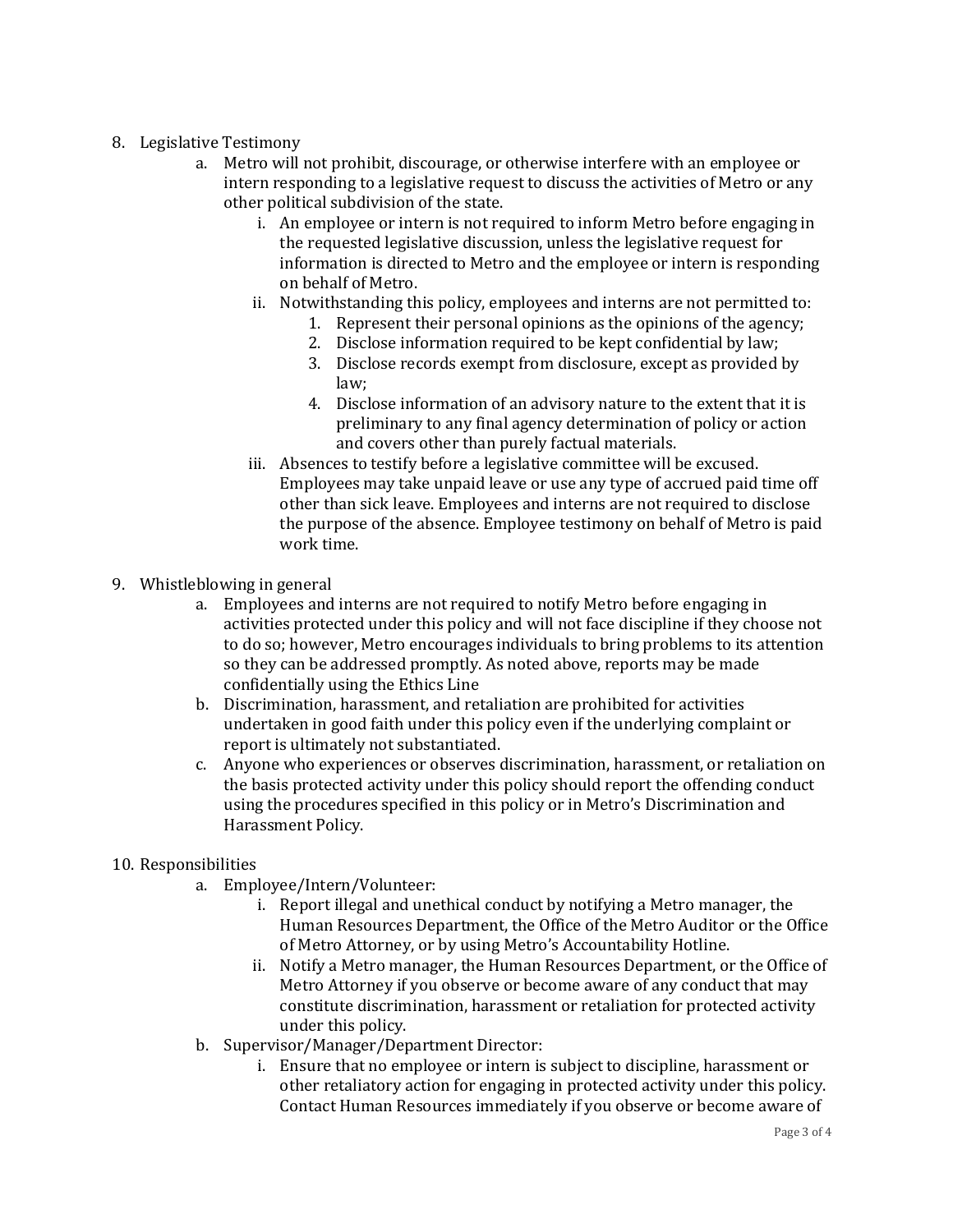8. Legislative Testimony
    a. Metro will not prohibit, discourage, or otherwise interfere with an employee or intern responding to a legislative request to discuss the activities of Metro or any other political subdivision of the state.
        i. An employee or intern is not required to inform Metro before engaging in the requested legislative discussion, unless the legislative request for information is directed to Metro and the employee or intern is responding on behalf of Metro.
        ii. Notwithstanding this policy, employees and interns are not permitted to:
            1. Represent their personal opinions as the opinions of the agency;
            2. Disclose information required to be kept confidential by law;
            3. Disclose records exempt from disclosure, except as provided by law;
            4. Disclose information of an advisory nature to the extent that it is preliminary to any final agency determination of policy or action and covers other than purely factual materials.
        iii. Absences to testify before a legislative committee will be excused. Employees may take unpaid leave or use any type of accrued paid time off other than sick leave. Employees and interns are not required to disclose the purpose of the absence. Employee testimony on behalf of Metro is paid work time.

9. Whistleblowing in general
    a. Employees and interns are not required to notify Metro before engaging in activities protected under this policy and will not face discipline if they choose not to do so; however, Metro encourages individuals to bring problems to its attention so they can be addressed promptly. As noted above, reports may be made confidentially using the Ethics Line
    b. Discrimination, harassment, and retaliation are prohibited for activities undertaken in good faith under this policy even if the underlying complaint or report is ultimately not substantiated.
    c. Anyone who experiences or observes discrimination, harassment, or retaliation on the basis protected activity under this policy should report the offending conduct using the procedures specified in this policy or in Metro's Discrimination and Harassment Policy.

10. Responsibilities
    a. Employee/Intern/Volunteer:
        i. Report illegal and unethical conduct by notifying a Metro manager, the Human Resources Department, the Office of the Metro Auditor or the Office of Metro Attorney, or by using Metro's Accountability Hotline.
        ii. Notify a Metro manager, the Human Resources Department, or the Office of Metro Attorney if you observe or become aware of any conduct that may constitute discrimination, harassment or retaliation for protected activity under this policy.
    b. Supervisor/Manager/Department Director:
        i. Ensure that no employee or intern is subject to discipline, harassment or other retaliatory action for engaging in protected activity under this policy. Contact Human Resources immediately if you observe or become aware of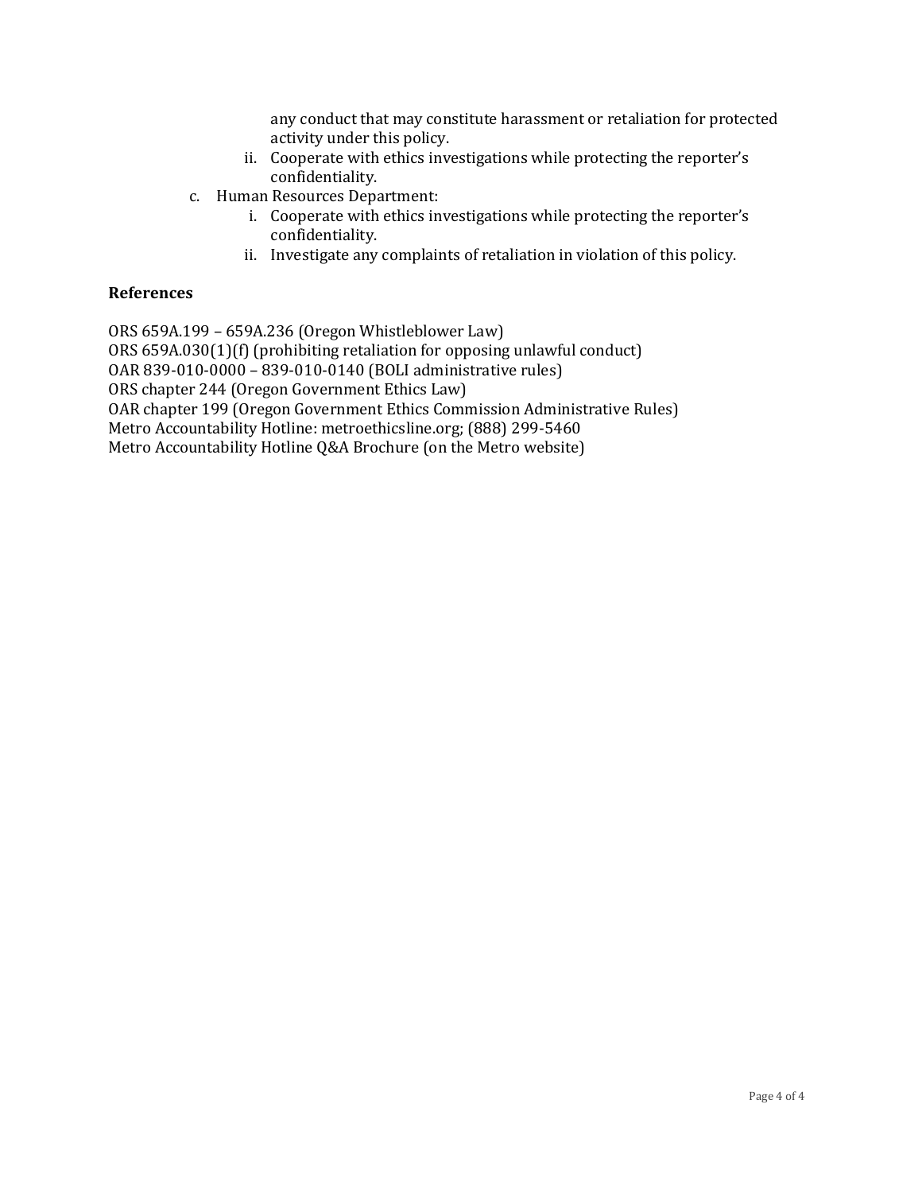any conduct that may constitute harassment or retaliation for protected activity under this policy.

   ii. Cooperate with ethics investigations while protecting the reporter's confidentiality.

c. Human Resources Department:
   i. Cooperate with ethics investigations while protecting the reporter's confidentiality.
   ii. Investigate any complaints of retaliation in violation of this policy.

**References**

ORS 659A.199 – 659A.236 (Oregon Whistleblower Law)
ORS 659A.030(1)(f) (prohibiting retaliation for opposing unlawful conduct)
OAR 839-010-0000 – 839-010-0140 (BOLI administrative rules)
ORS chapter 244 (Oregon Government Ethics Law)
OAR chapter 199 (Oregon Government Ethics Commission Administrative Rules)
Metro Accountability Hotline: metroethicsline.org; (888) 299-5460
Metro Accountability Hotline Q&A Brochure (on the Metro website)